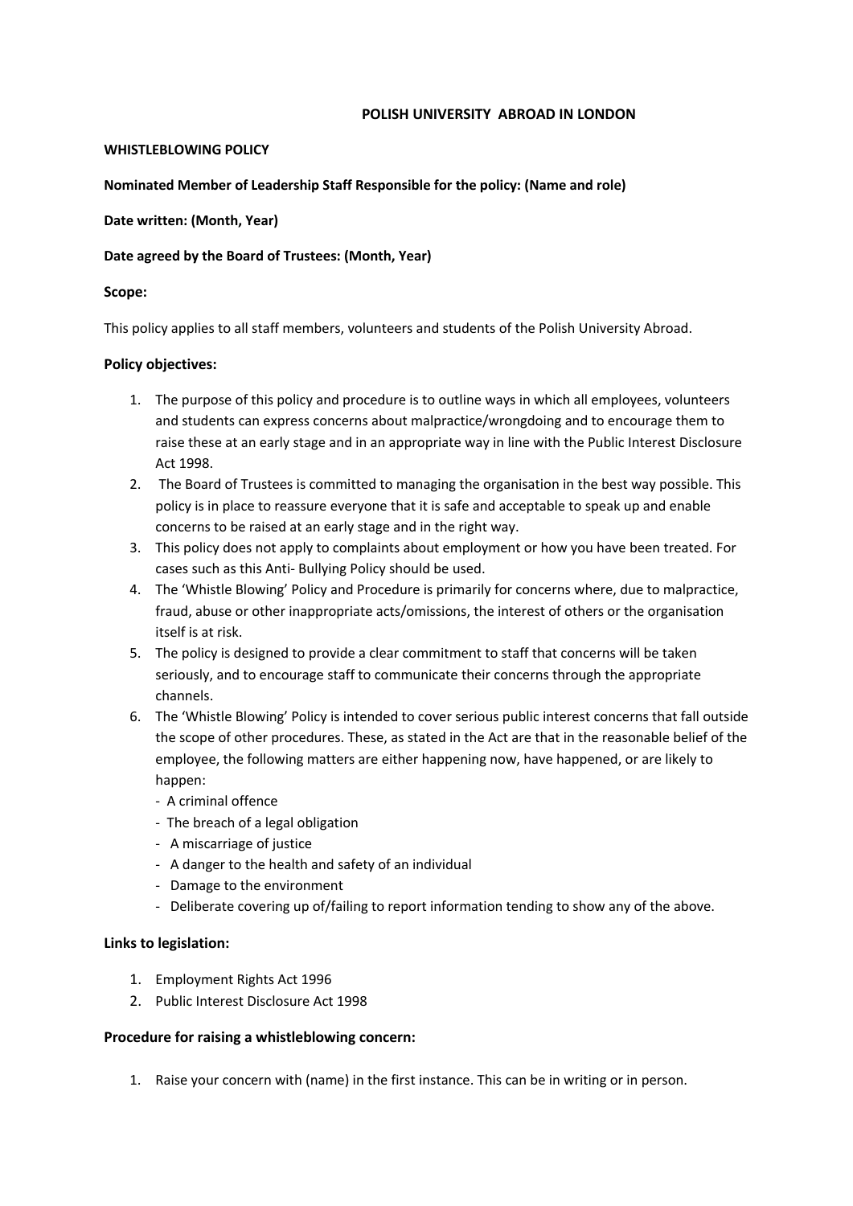# POLISH UNIVERSITY ABROAD IN LONDON

**WHISTLEBLOWING POLICY**

**Nominated Member of Leadership Staff Responsible for the policy: (Name and role)**

**Date written: (Month, Year)**

**Date agreed by the Board of Trustees: (Month, Year)**

## Scope:

This policy applies to all staff members, volunteers and students of the Polish University Abroad.

## Policy objectives:

1. The purpose of this policy and procedure is to outline ways in which all employees, volunteers and students can express concerns about malpractice/wrongdoing and to encourage them to raise these at an early stage and in an appropriate way in line with the Public Interest Disclosure Act 1998.
2. The Board of Trustees is committed to managing the organisation in the best way possible. This policy is in place to reassure everyone that it is safe and acceptable to speak up and enable concerns to be raised at an early stage and in the right way.
3. This policy does not apply to complaints about employment or how you have been treated. For cases such as this Anti- Bullying Policy should be used.
4. The 'Whistle Blowing' Policy and Procedure is primarily for concerns where, due to malpractice, fraud, abuse or other inappropriate acts/omissions, the interest of others or the organisation itself is at risk.
5. The policy is designed to provide a clear commitment to staff that concerns will be taken seriously, and to encourage staff to communicate their concerns through the appropriate channels.
6. The 'Whistle Blowing' Policy is intended to cover serious public interest concerns that fall outside the scope of other procedures. These, as stated in the Act are that in the reasonable belief of the employee, the following matters are either happening now, have happened, or are likely to happen:
   - A criminal offence
   - The breach of a legal obligation
   - A miscarriage of justice
   - A danger to the health and safety of an individual
   - Damage to the environment
   - Deliberate covering up of/failing to report information tending to show any of the above.

## Links to legislation:

1. Employment Rights Act 1996
2. Public Interest Disclosure Act 1998

## Procedure for raising a whistleblowing concern:

1. Raise your concern with (name) in the first instance. This can be in writing or in person.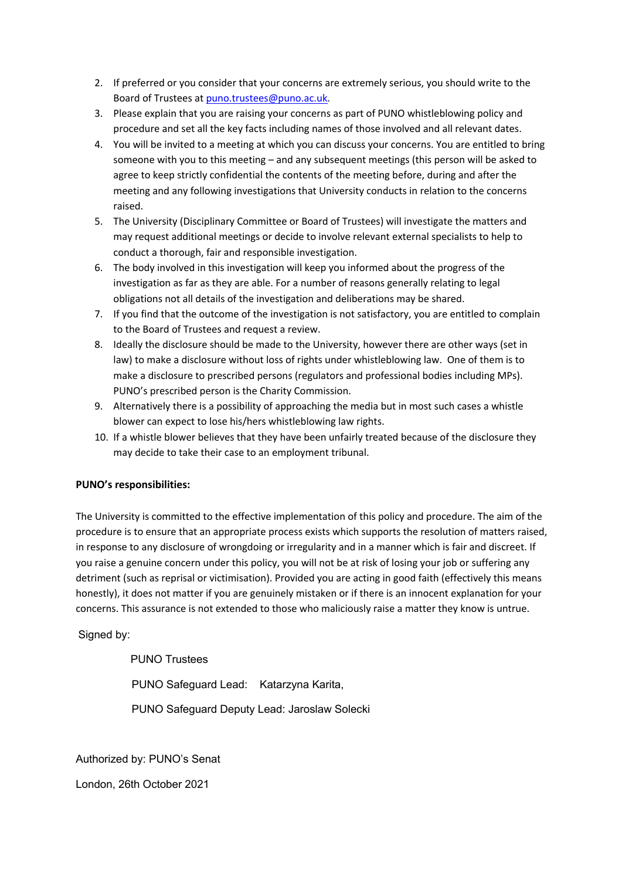2. If preferred or you consider that your concerns are extremely serious, you should write to the Board of Trustees at [puno.trustees@puno.ac.uk](mailto:puno.trustees@puno.ac.uk).
3. Please explain that you are raising your concerns as part of PUNO whistleblowing policy and procedure and set all the key facts including names of those involved and all relevant dates.
4. You will be invited to a meeting at which you can discuss your concerns. You are entitled to bring someone with you to this meeting – and any subsequent meetings (this person will be asked to agree to keep strictly confidential the contents of the meeting before, during and after the meeting and any following investigations that University conducts in relation to the concerns raised.
5. The University (Disciplinary Committee or Board of Trustees) will investigate the matters and may request additional meetings or decide to involve relevant external specialists to help to conduct a thorough, fair and responsible investigation.
6. The body involved in this investigation will keep you informed about the progress of the investigation as far as they are able. For a number of reasons generally relating to legal obligations not all details of the investigation and deliberations may be shared.
7. If you find that the outcome of the investigation is not satisfactory, you are entitled to complain to the Board of Trustees and request a review.
8. Ideally the disclosure should be made to the University, however there are other ways (set in law) to make a disclosure without loss of rights under whistleblowing law. One of them is to make a disclosure to prescribed persons (regulators and professional bodies including MPs). PUNO's prescribed person is the Charity Commission.
9. Alternatively there is a possibility of approaching the media but in most such cases a whistle blower can expect to lose his/hers whistleblowing law rights.
10. If a whistle blower believes that they have been unfairly treated because of the disclosure they may decide to take their case to an employment tribunal.

**PUNO's responsibilities:**

The University is committed to the effective implementation of this policy and procedure. The aim of the procedure is to ensure that an appropriate process exists which supports the resolution of matters raised, in response to any disclosure of wrongdoing or irregularity and in a manner which is fair and discreet. If you raise a genuine concern under this policy, you will not be at risk of losing your job or suffering any detriment (such as reprisal or victimisation). Provided you are acting in good faith (effectively this means honestly), it does not matter if you are genuinely mistaken or if there is an innocent explanation for your concerns. This assurance is not extended to those who maliciously raise a matter they know is untrue.

Signed by:

PUNO Trustees

PUNO Safeguard Lead: Katarzyna Karita,

PUNO Safeguard Deputy Lead: Jaroslaw Solecki

Authorized by: PUNO's Senat

London, 26th October 2021